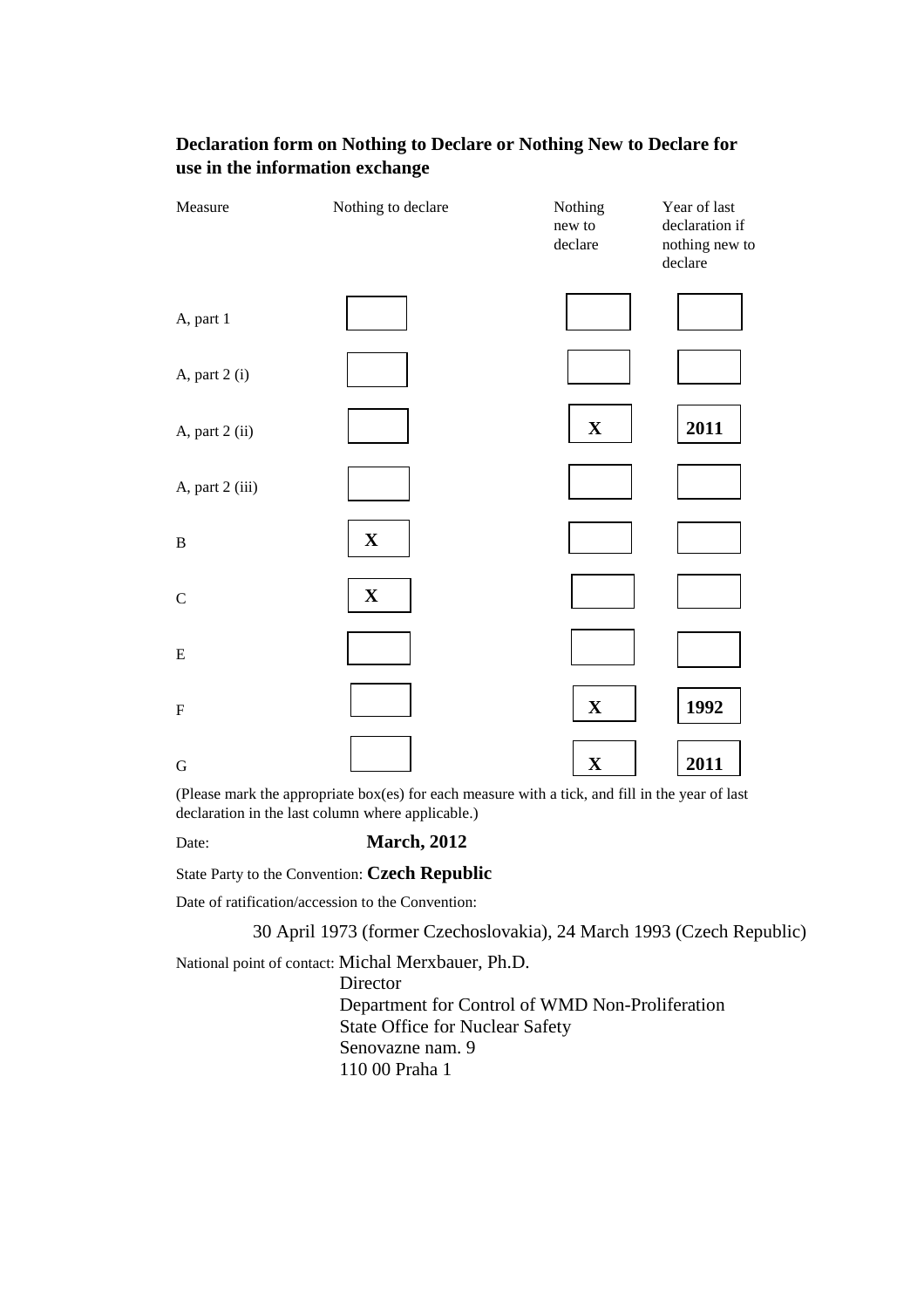**Declaration form on Nothing to Declare or Nothing New to Declare for use in the information exchange**

| Measure | Nothing to declare | Nothing new to declare | Year of last declaration if nothing new to declare |
|---|---|---|---|
| A, part 1 | | | |
| A, part 2 (i) | | | |
| A, part 2 (ii) | | **X** | **2011** |
| A, part 2 (iii) | | | |
| B | **X** | | |
| C | **X** | | |
| E | | | |
| F | | **X** | **1992** |
| G | | **X** | **2011** |

(Please mark the appropriate box(es) for each measure with a tick, and fill in the year of last declaration in the last column where applicable.)

Date: **March, 2012**

State Party to the Convention: **Czech Republic**

Date of ratification/accession to the Convention:

30 April 1973 (former Czechoslovakia), 24 March 1993 (Czech Republic)

National point of contact: Michal Merxbauer, Ph.D.
Director
Department for Control of WMD Non-Proliferation
State Office for Nuclear Safety
Senovazne nam. 9
110 00 Praha 1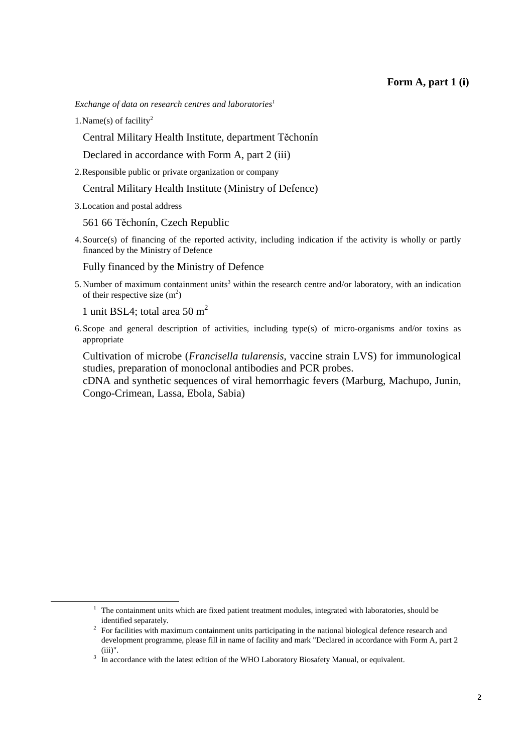**Form A, part 1 (i)**

*Exchange of data on research centres and laboratories*[1]

1. Name(s) of facility[2]

   Central Military Health Institute, department Těchonín

   Declared in accordance with Form A, part 2 (iii)

2. Responsible public or private organization or company

   Central Military Health Institute (Ministry of Defence)

3. Location and postal address

   561 66 Těchonín, Czech Republic

4. Source(s) of financing of the reported activity, including indication if the activity is wholly or partly financed by the Ministry of Defence

   Fully financed by the Ministry of Defence

5. Number of maximum containment units[3] within the research centre and/or laboratory, with an indication of their respective size ($m^2$)

   1 unit BSL4; total area 50 $m^2$

6. Scope and general description of activities, including type(s) of micro-organisms and/or toxins as appropriate

   Cultivation of microbe (*Francisella tularensis*, vaccine strain LVS) for immunological studies, preparation of monoclonal antibodies and PCR probes.
   cDNA and synthetic sequences of viral hemorrhagic fevers (Marburg, Machupo, Junin, Congo-Crimean, Lassa, Ebola, Sabia)

---

[1] The containment units which are fixed patient treatment modules, integrated with laboratories, should be identified separately.

[2] For facilities with maximum containment units participating in the national biological defence research and development programme, please fill in name of facility and mark "Declared in accordance with Form A, part 2 (iii)".

[3] In accordance with the latest edition of the WHO Laboratory Biosafety Manual, or equivalent.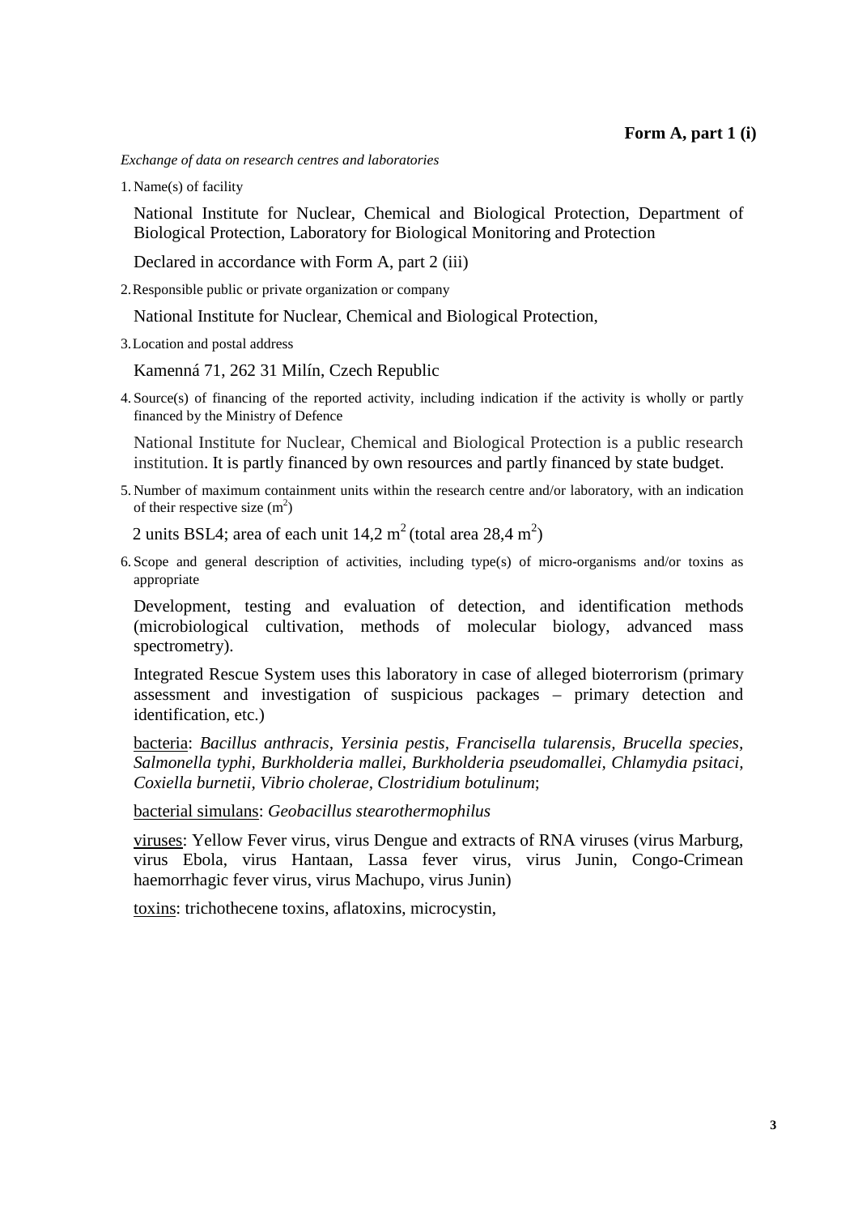**Form A, part 1 (i)**

*Exchange of data on research centres and laboratories*

1. Name(s) of facility

   National Institute for Nuclear, Chemical and Biological Protection, Department of Biological Protection, Laboratory for Biological Monitoring and Protection

   Declared in accordance with Form A, part 2 (iii)

2. Responsible public or private organization or company

   National Institute for Nuclear, Chemical and Biological Protection,

3. Location and postal address

   Kamenná 71, 262 31 Milín, Czech Republic

4. Source(s) of financing of the reported activity, including indication if the activity is wholly or partly financed by the Ministry of Defence

   National Institute for Nuclear, Chemical and Biological Protection is a public research institution. It is partly financed by own resources and partly financed by state budget.

5. Number of maximum containment units within the research centre and/or laboratory, with an indication of their respective size ($m^2$)

   2 units BSL4; area of each unit 14,2 $m^2$ (total area 28,4 $m^2$)

6. Scope and general description of activities, including type(s) of micro-organisms and/or toxins as appropriate

   Development, testing and evaluation of detection, and identification methods (microbiological cultivation, methods of molecular biology, advanced mass spectrometry).

   Integrated Rescue System uses this laboratory in case of alleged bioterrorism (primary assessment and investigation of suspicious packages – primary detection and identification, etc.)

   bacteria: *Bacillus anthracis, Yersinia pestis, Francisella tularensis, Brucella species, Salmonella typhi, Burkholderia mallei, Burkholderia pseudomallei, Chlamydia psitaci, Coxiella burnetii, Vibrio cholerae, Clostridium botulinum*;

   bacterial simulans: *Geobacillus stearothermophilus*

   viruses: Yellow Fever virus, virus Dengue and extracts of RNA viruses (virus Marburg, virus Ebola, virus Hantaan, Lassa fever virus, virus Junin, Congo-Crimean haemorrhagic fever virus, virus Machupo, virus Junin)

   toxins: trichothecene toxins, aflatoxins, microcystin,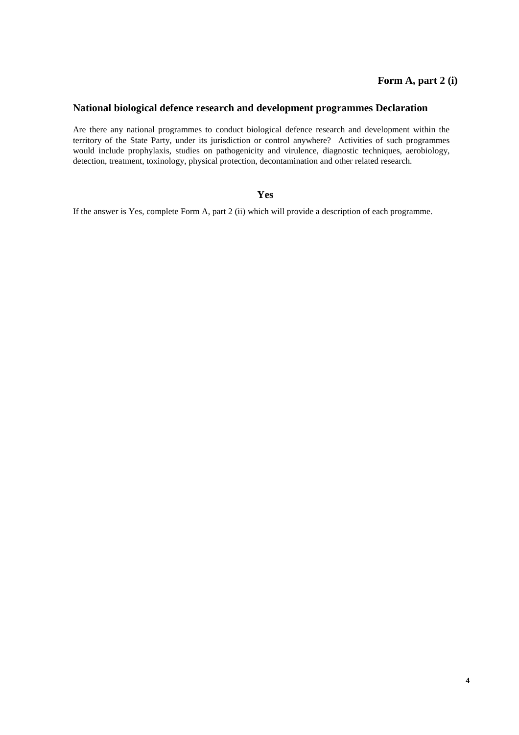**Form A, part 2 (i)**

## National biological defence research and development programmes Declaration

Are there any national programmes to conduct biological defence research and development within the territory of the State Party, under its jurisdiction or control anywhere? Activities of such programmes would include prophylaxis, studies on pathogenicity and virulence, diagnostic techniques, aerobiology, detection, treatment, toxinology, physical protection, decontamination and other related research.

**Yes**

If the answer is Yes, complete Form A, part 2 (ii) which will provide a description of each programme.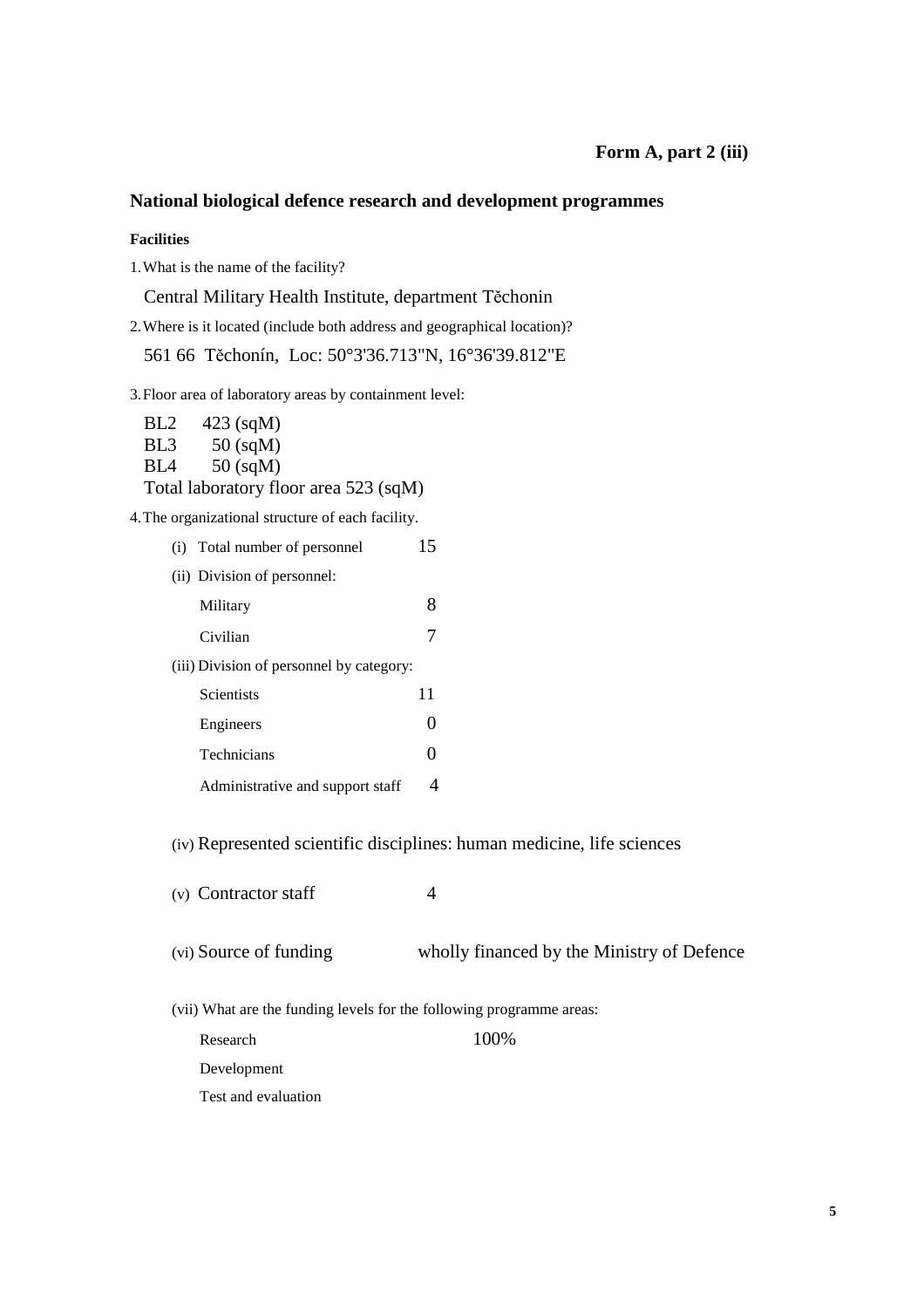**Form A, part 2 (iii)**

## National biological defence research and development programmes

**Facilities**

1. What is the name of the facility?

   Central Military Health Institute, department Těchonin

2. Where is it located (include both address and geographical location)?

   561 66 Těchonín, Loc: 50°3'36.713"N, 16°36'39.812"E

3. Floor area of laboratory areas by containment level:

   BL2 423 (sqM)
   BL3 50 (sqM)
   BL4 50 (sqM)
   Total laboratory floor area 523 (sqM)

4. The organizational structure of each facility.

   (i) Total number of personnel 15

   (ii) Division of personnel:

   | | |
   |---|---|
   | Military | 8 |
   | Civilian | 7 |

   (iii) Division of personnel by category:

   | | |
   |---|---|
   | Scientists | 11 |
   | Engineers | 0 |
   | Technicians | 0 |
   | Administrative and support staff | 4 |

   (iv) Represented scientific disciplines: human medicine, life sciences

   (v) Contractor staff 4

   (vi) Source of funding wholly financed by the Ministry of Defence

   (vii) What are the funding levels for the following programme areas:

   | | |
   |---|---|
   | Research | 100% |
   | Development | |
   | Test and evaluation | |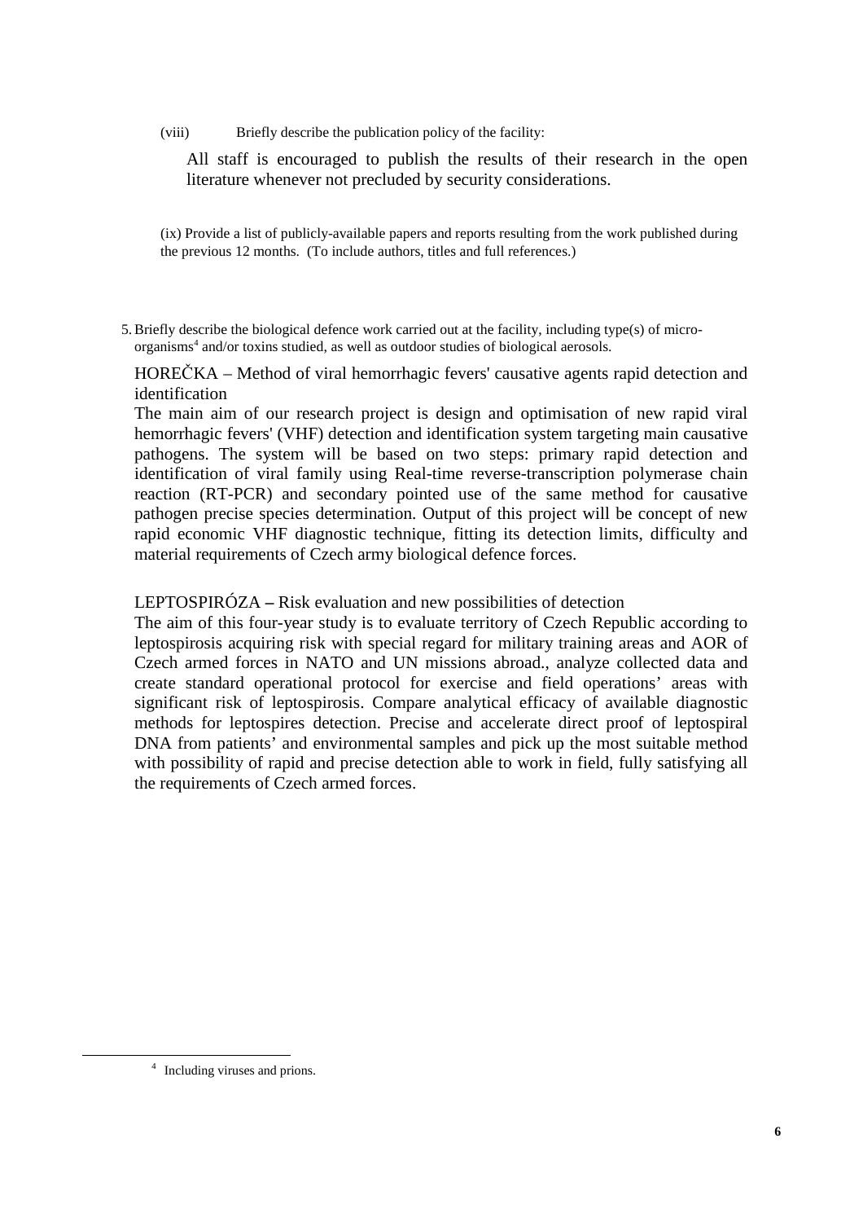(viii) Briefly describe the publication policy of the facility:

All staff is encouraged to publish the results of their research in the open literature whenever not precluded by security considerations.

(ix) Provide a list of publicly-available papers and reports resulting from the work published during the previous 12 months. (To include authors, titles and full references.)

5. Briefly describe the biological defence work carried out at the facility, including type(s) of micro-organisms[4] and/or toxins studied, as well as outdoor studies of biological aerosols.

HOREČKA – Method of viral hemorrhagic fevers' causative agents rapid detection and identification

The main aim of our research project is design and optimisation of new rapid viral hemorrhagic fevers' (VHF) detection and identification system targeting main causative pathogens. The system will be based on two steps: primary rapid detection and identification of viral family using Real-time reverse-transcription polymerase chain reaction (RT-PCR) and secondary pointed use of the same method for causative pathogen precise species determination. Output of this project will be concept of new rapid economic VHF diagnostic technique, fitting its detection limits, difficulty and material requirements of Czech army biological defence forces.

LEPTOSPIRÓZA – Risk evaluation and new possibilities of detection

The aim of this four-year study is to evaluate territory of Czech Republic according to leptospirosis acquiring risk with special regard for military training areas and AOR of Czech armed forces in NATO and UN missions abroad., analyze collected data and create standard operational protocol for exercise and field operations' areas with significant risk of leptospirosis. Compare analytical efficacy of available diagnostic methods for leptospires detection. Precise and accelerate direct proof of leptospiral DNA from patients' and environmental samples and pick up the most suitable method with possibility of rapid and precise detection able to work in field, fully satisfying all the requirements of Czech armed forces.

[4] Including viruses and prions.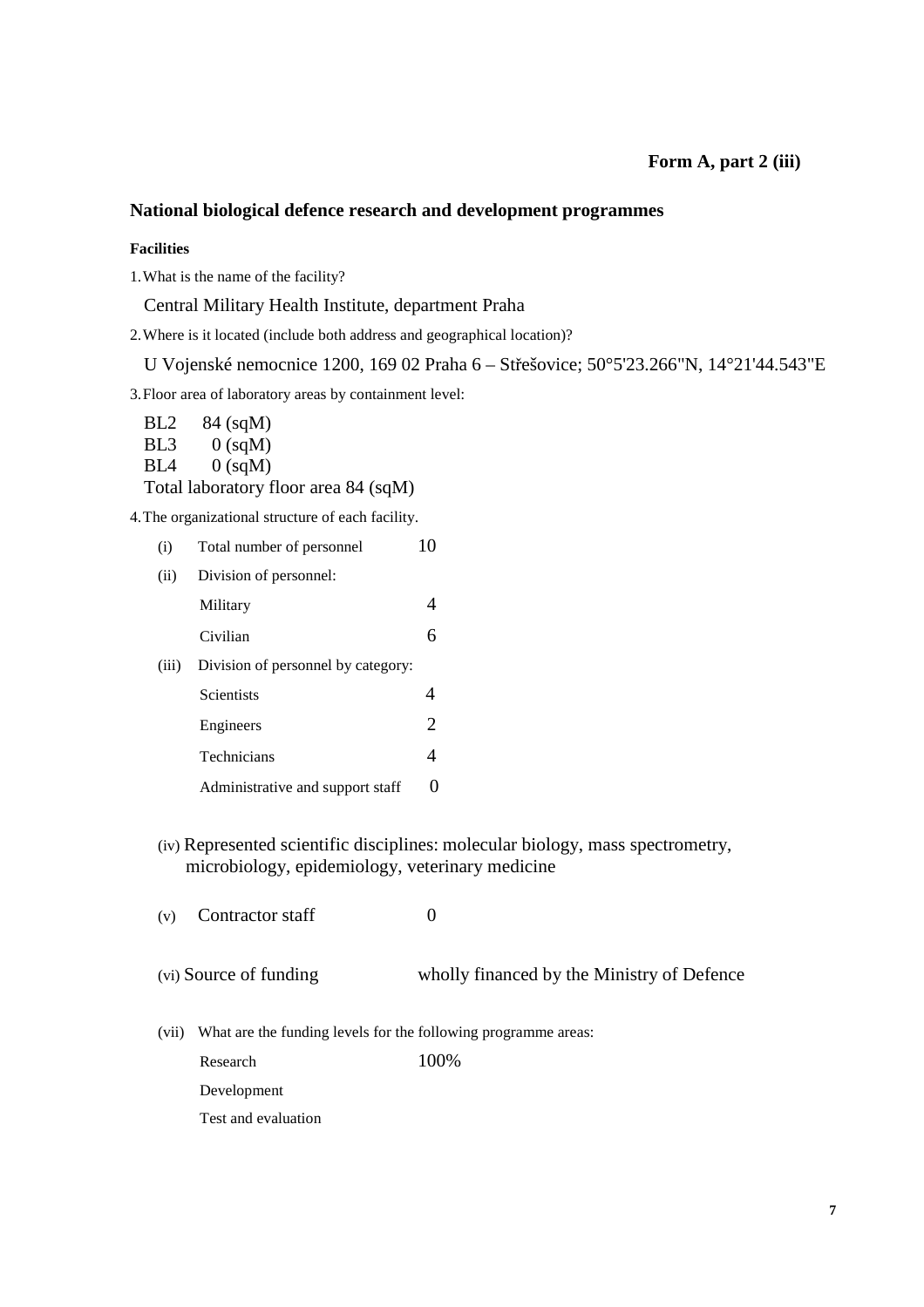**Form A, part 2 (iii)**

## National biological defence research and development programmes

### Facilities

1. What is the name of the facility?

   Central Military Health Institute, department Praha

2. Where is it located (include both address and geographical location)?

   U Vojenské nemocnice 1200, 169 02 Praha 6 – Střešovice; 50°5'23.266"N, 14°21'44.543"E

3. Floor area of laboratory areas by containment level:

   BL2 84 (sqM)
   BL3 0 (sqM)
   BL4 0 (sqM)
   Total laboratory floor area 84 (sqM)

4. The organizational structure of each facility.

| | | |
|---|---|---|
| (i) | Total number of personnel | 10 |
| (ii) | Division of personnel: | |
| | Military | 4 |
| | Civilian | 6 |
| (iii) | Division of personnel by category: | |
| | Scientists | 4 |
| | Engineers | 2 |
| | Technicians | 4 |
| | Administrative and support staff | 0 |

(iv) Represented scientific disciplines: molecular biology, mass spectrometry, microbiology, epidemiology, veterinary medicine

(v) Contractor staff 0

(vi) Source of funding wholly financed by the Ministry of Defence

(vii) What are the funding levels for the following programme areas:

| | |
|---|---|
| Research | 100% |
| Development | |
| Test and evaluation | |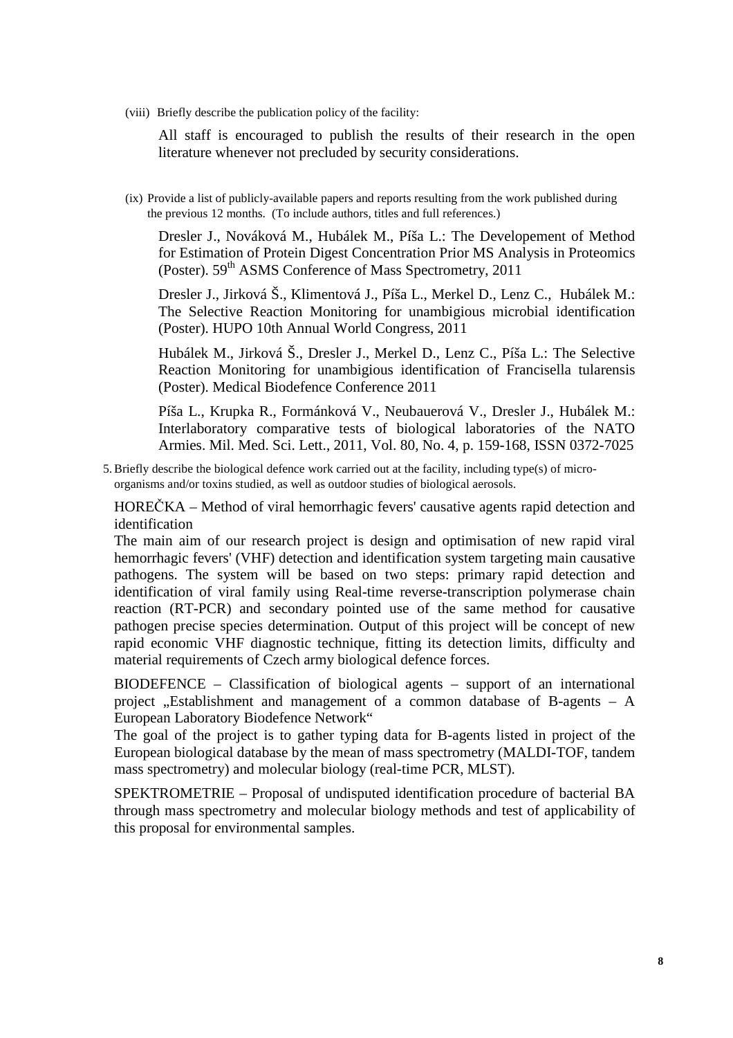(viii) Briefly describe the publication policy of the facility:

All staff is encouraged to publish the results of their research in the open literature whenever not precluded by security considerations.

(ix) Provide a list of publicly-available papers and reports resulting from the work published during the previous 12 months. (To include authors, titles and full references.)

Dresler J., Nováková M., Hubálek M., Píša L.: The Developement of Method for Estimation of Protein Digest Concentration Prior MS Analysis in Proteomics (Poster). 59th ASMS Conference of Mass Spectrometry, 2011

Dresler J., Jirková Š., Klimentová J., Píša L., Merkel D., Lenz C., Hubálek M.: The Selective Reaction Monitoring for unambigious microbial identification (Poster). HUPO 10th Annual World Congress, 2011

Hubálek M., Jirková Š., Dresler J., Merkel D., Lenz C., Píša L.: The Selective Reaction Monitoring for unambigious identification of Francisella tularensis (Poster). Medical Biodefence Conference 2011

Píša L., Krupka R., Formánková V., Neubauerová V., Dresler J., Hubálek M.: Interlaboratory comparative tests of biological laboratories of the NATO Armies. Mil. Med. Sci. Lett., 2011, Vol. 80, No. 4, p. 159-168, ISSN 0372-7025

5. Briefly describe the biological defence work carried out at the facility, including type(s) of micro-organisms and/or toxins studied, as well as outdoor studies of biological aerosols.

HOREČKA – Method of viral hemorrhagic fevers' causative agents rapid detection and identification

The main aim of our research project is design and optimisation of new rapid viral hemorrhagic fevers' (VHF) detection and identification system targeting main causative pathogens. The system will be based on two steps: primary rapid detection and identification of viral family using Real-time reverse-transcription polymerase chain reaction (RT-PCR) and secondary pointed use of the same method for causative pathogen precise species determination. Output of this project will be concept of new rapid economic VHF diagnostic technique, fitting its detection limits, difficulty and material requirements of Czech army biological defence forces.

BIODEFENCE – Classification of biological agents – support of an international project „Establishment and management of a common database of B-agents – A European Laboratory Biodefence Network“

The goal of the project is to gather typing data for B-agents listed in project of the European biological database by the mean of mass spectrometry (MALDI-TOF, tandem mass spectrometry) and molecular biology (real-time PCR, MLST).

SPEKTROMETRIE – Proposal of undisputed identification procedure of bacterial BA through mass spectrometry and molecular biology methods and test of applicability of this proposal for environmental samples.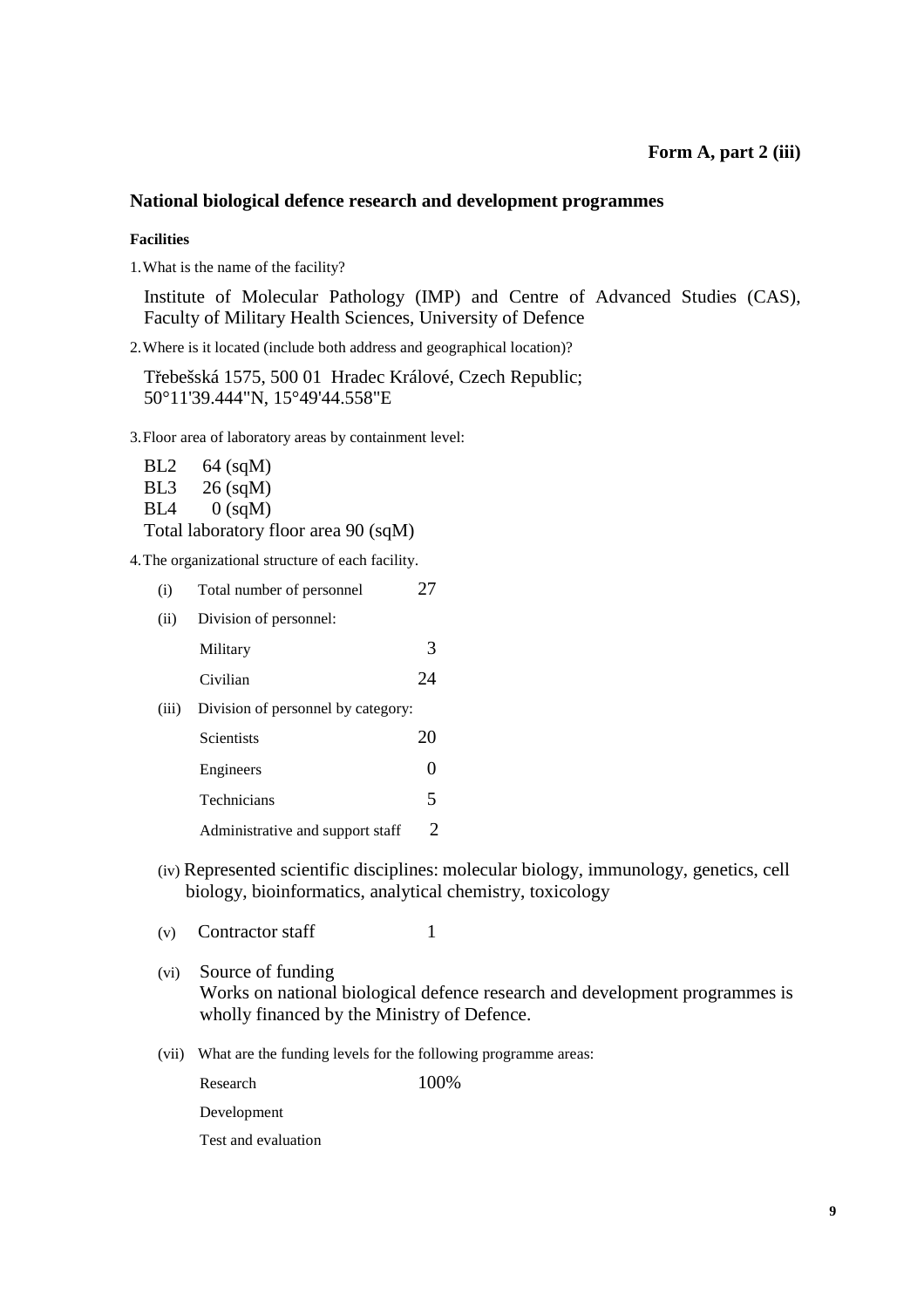**Form A, part 2 (iii)**

## National biological defence research and development programmes

### Facilities

1. What is the name of the facility?

   Institute of Molecular Pathology (IMP) and Centre of Advanced Studies (CAS), Faculty of Military Health Sciences, University of Defence

2. Where is it located (include both address and geographical location)?

   Třebešská 1575, 500 01 Hradec Králové, Czech Republic;
   50°11'39.444"N, 15°49'44.558"E

3. Floor area of laboratory areas by containment level:

   BL2 64 (sqM)
   BL3 26 (sqM)
   BL4 0 (sqM)
   Total laboratory floor area 90 (sqM)

4. The organizational structure of each facility.

   (i) Total number of personnel 27

   (ii) Division of personnel:

   | | |
   |---|---|
   | Military | 3 |
   | Civilian | 24 |

   (iii) Division of personnel by category:

   | | |
   |---|---|
   | Scientists | 20 |
   | Engineers | 0 |
   | Technicians | 5 |
   | Administrative and support staff | 2 |

   (iv) Represented scientific disciplines: molecular biology, immunology, genetics, cell biology, bioinformatics, analytical chemistry, toxicology

   (v) Contractor staff 1

   (vi) Source of funding
   Works on national biological defence research and development programmes is wholly financed by the Ministry of Defence.

   (vii) What are the funding levels for the following programme areas:

   | | |
   |---|---|
   | Research | 100% |
   | Development | |
   | Test and evaluation | |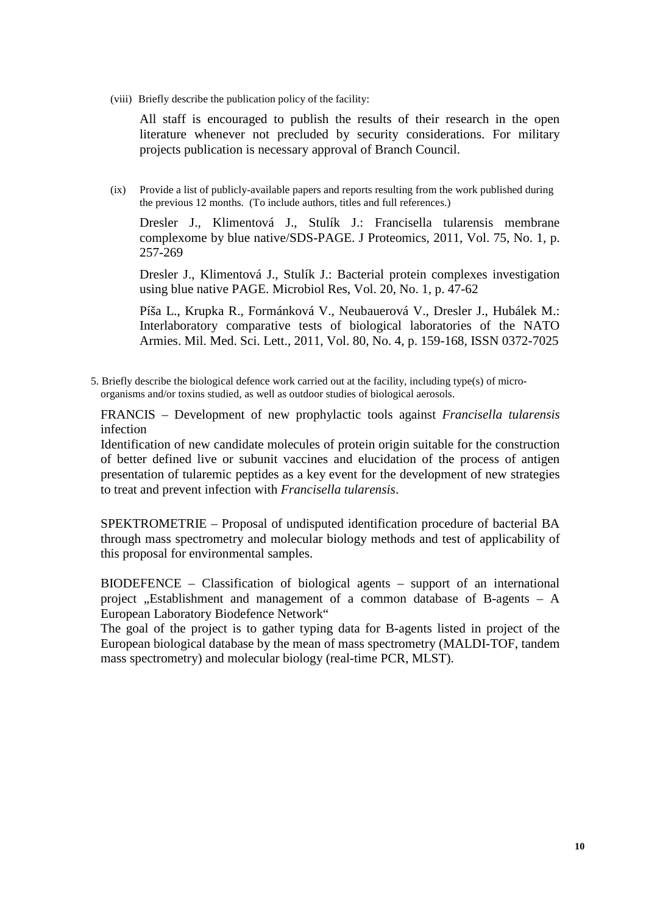(viii) Briefly describe the publication policy of the facility:

All staff is encouraged to publish the results of their research in the open literature whenever not precluded by security considerations. For military projects publication is necessary approval of Branch Council.

(ix) Provide a list of publicly-available papers and reports resulting from the work published during the previous 12 months. (To include authors, titles and full references.)

Dresler J., Klimentová J., Stulík J.: Francisella tularensis membrane complexome by blue native/SDS-PAGE. J Proteomics, 2011, Vol. 75, No. 1, p. 257-269

Dresler J., Klimentová J., Stulík J.: Bacterial protein complexes investigation using blue native PAGE. Microbiol Res, Vol. 20, No. 1, p. 47-62

Píša L., Krupka R., Formánková V., Neubauerová V., Dresler J., Hubálek M.: Interlaboratory comparative tests of biological laboratories of the NATO Armies. Mil. Med. Sci. Lett., 2011, Vol. 80, No. 4, p. 159-168, ISSN 0372-7025

5. Briefly describe the biological defence work carried out at the facility, including type(s) of micro-organisms and/or toxins studied, as well as outdoor studies of biological aerosols.

FRANCIS – Development of new prophylactic tools against *Francisella tularensis* infection
Identification of new candidate molecules of protein origin suitable for the construction of better defined live or subunit vaccines and elucidation of the process of antigen presentation of tularemic peptides as a key event for the development of new strategies to treat and prevent infection with *Francisella tularensis*.

SPEKTROMETRIE – Proposal of undisputed identification procedure of bacterial BA through mass spectrometry and molecular biology methods and test of applicability of this proposal for environmental samples.

BIODEFENCE – Classification of biological agents – support of an international project „Establishment and management of a common database of B-agents – A European Laboratory Biodefence Network“
The goal of the project is to gather typing data for B-agents listed in project of the European biological database by the mean of mass spectrometry (MALDI-TOF, tandem mass spectrometry) and molecular biology (real-time PCR, MLST).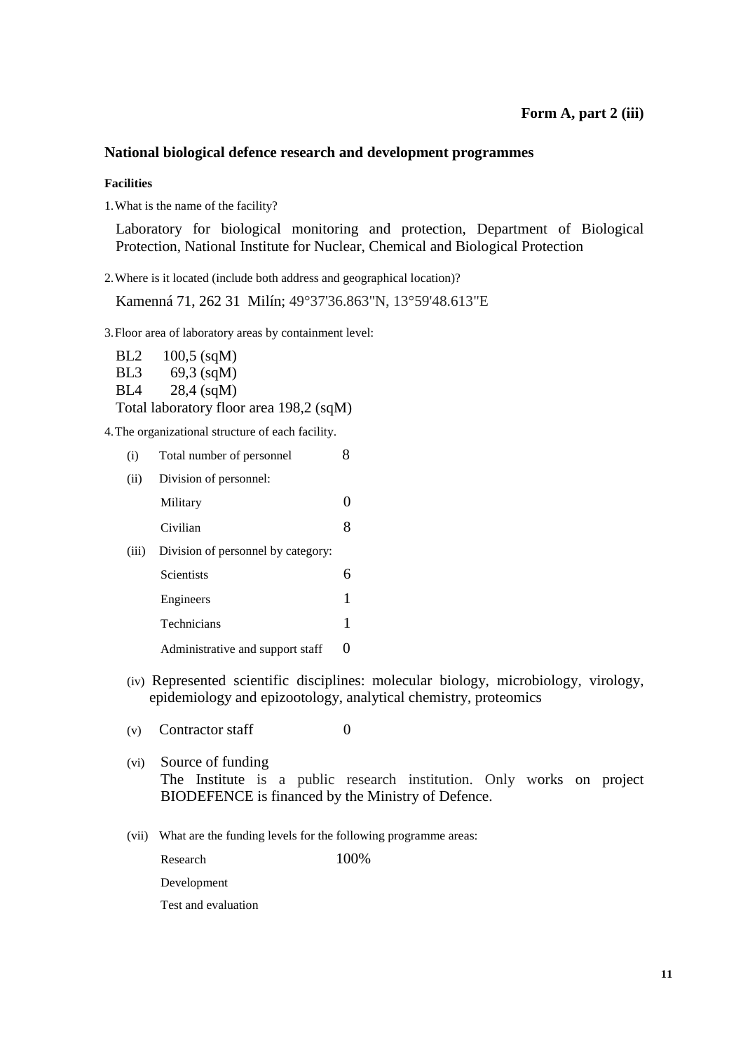**Form A, part 2 (iii)**

## National biological defence research and development programmes

### Facilities

1. What is the name of the facility?

   Laboratory for biological monitoring and protection, Department of Biological Protection, National Institute for Nuclear, Chemical and Biological Protection

2. Where is it located (include both address and geographical location)?

   Kamenná 71, 262 31 Milín; 49°37'36.863"N, 13°59'48.613"E

3. Floor area of laboratory areas by containment level:

   BL2 100,5 (sqM)
   BL3 69,3 (sqM)
   BL4 28,4 (sqM)
   Total laboratory floor area 198,2 (sqM)

4. The organizational structure of each facility.

   (i) Total number of personnel 8

   (ii) Division of personnel:

   | | |
   |---|---|
   | Military | 0 |
   | Civilian | 8 |

   (iii) Division of personnel by category:

   | | |
   |---|---|
   | Scientists | 6 |
   | Engineers | 1 |
   | Technicians | 1 |
   | Administrative and support staff | 0 |

   (iv) Represented scientific disciplines: molecular biology, microbiology, virology, epidemiology and epizootology, analytical chemistry, proteomics

   (v) Contractor staff 0

   (vi) Source of funding
   The Institute is a public research institution. Only works on project BIODEFENCE is financed by the Ministry of Defence.

   (vii) What are the funding levels for the following programme areas:

   | | |
   |---|---|
   | Research | 100% |
   | Development | |
   | Test and evaluation | |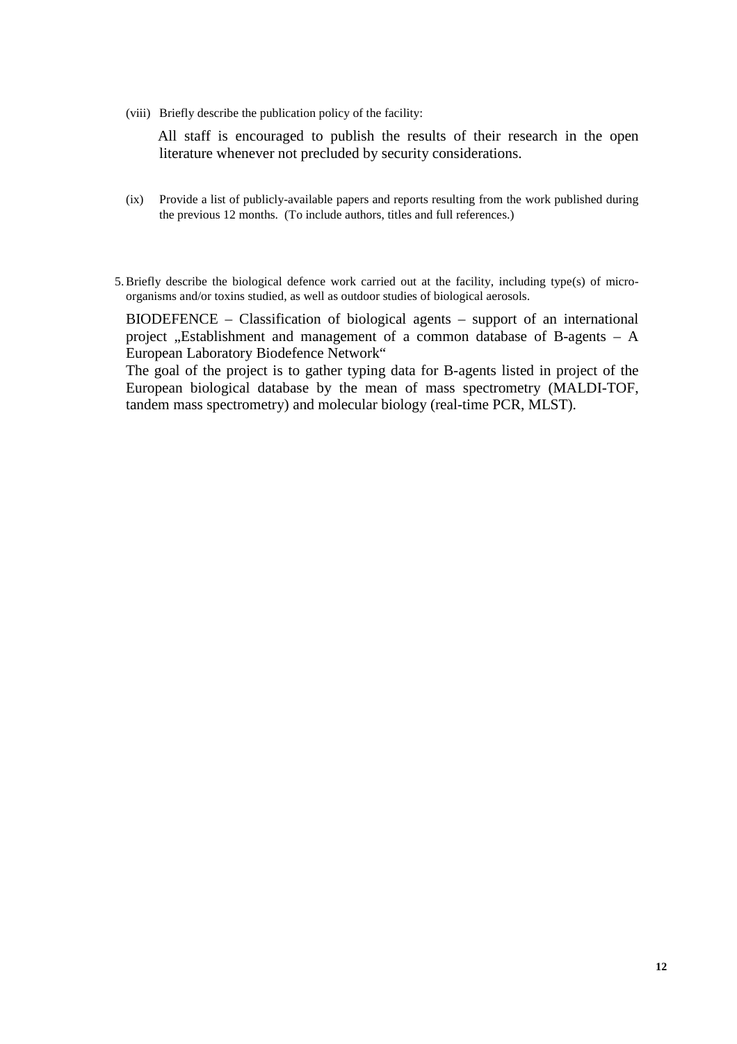(viii) Briefly describe the publication policy of the facility:

All staff is encouraged to publish the results of their research in the open literature whenever not precluded by security considerations.

(ix) Provide a list of publicly-available papers and reports resulting from the work published during the previous 12 months. (To include authors, titles and full references.)

5. Briefly describe the biological defence work carried out at the facility, including type(s) of micro-organisms and/or toxins studied, as well as outdoor studies of biological aerosols.

BIODEFENCE – Classification of biological agents – support of an international project „Establishment and management of a common database of B-agents – A European Laboratory Biodefence Network"

The goal of the project is to gather typing data for B-agents listed in project of the European biological database by the mean of mass spectrometry (MALDI-TOF, tandem mass spectrometry) and molecular biology (real-time PCR, MLST).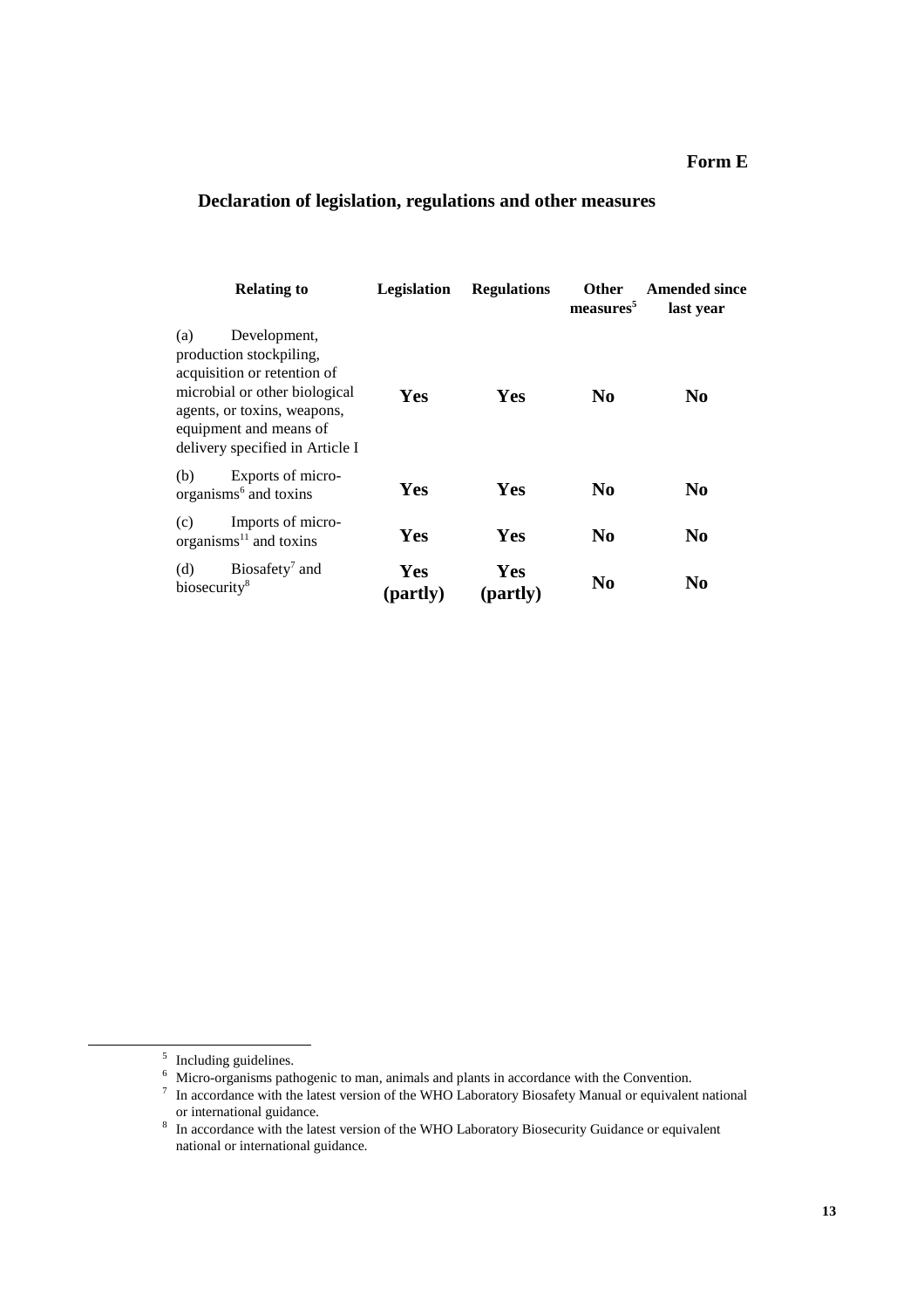**Form E**

## Declaration of legislation, regulations and other measures

| Relating to | Legislation | Regulations | Other measures[5] | Amended since last year |
|---|---|---|---|---|
| (a) Development, production stockpiling, acquisition or retention of microbial or other biological agents, or toxins, weapons, equipment and means of delivery specified in Article I | **Yes** | **Yes** | **No** | **No** |
| (b) Exports of micro-organisms[6] and toxins | **Yes** | **Yes** | **No** | **No** |
| (c) Imports of micro-organisms[11] and toxins | **Yes** | **Yes** | **No** | **No** |
| (d) Biosafety[7] and biosecurity[8] | **Yes (partly)** | **Yes (partly)** | **No** | **No** |

---

[5] Including guidelines.

[6] Micro-organisms pathogenic to man, animals and plants in accordance with the Convention.

[7] In accordance with the latest version of the WHO Laboratory Biosafety Manual or equivalent national or international guidance.

[8] In accordance with the latest version of the WHO Laboratory Biosecurity Guidance or equivalent national or international guidance.